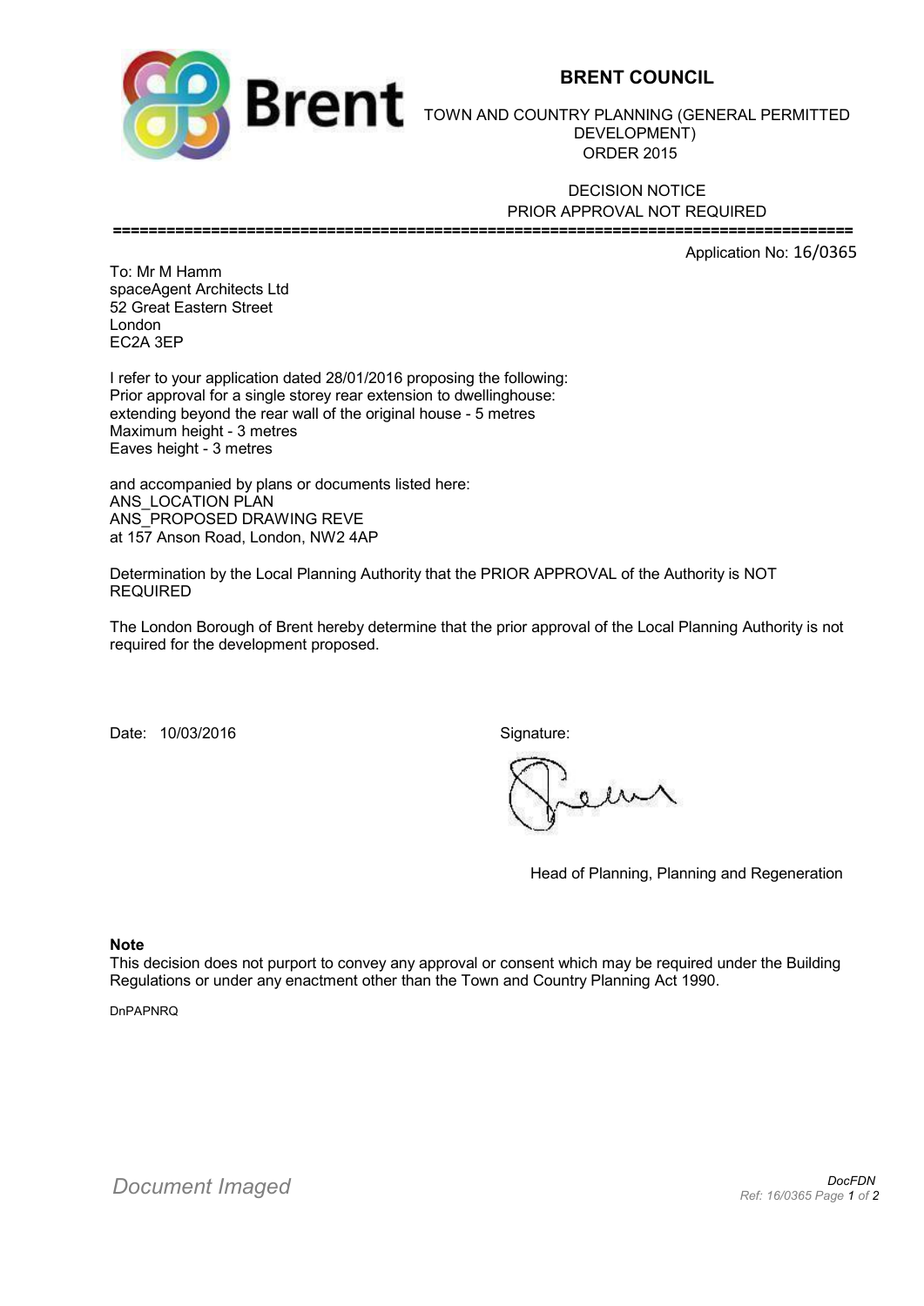# BRENT COUNCIL

TOWN AND COUNTRY PLANNING (GENERAL PERMITTED DEVELOPMENT) ORDER 2015

DECISION NOTICE
PRIOR APPROVAL NOT REQUIRED

Application No: 16/0365

To: Mr M Hamm
spaceAgent Architects Ltd
52 Great Eastern Street
London
EC2A 3EP

I refer to your application dated 28/01/2016 proposing the following:
Prior approval for a single storey rear extension to dwellinghouse:
extending beyond the rear wall of the original house - 5 metres
Maximum height - 3 metres
Eaves height - 3 metres

and accompanied by plans or documents listed here:
ANS_LOCATION PLAN
ANS_PROPOSED DRAWING REVE
at 157 Anson Road, London, NW2 4AP

Determination by the Local Planning Authority that the PRIOR APPROVAL of the Authority is NOT REQUIRED

The London Borough of Brent hereby determine that the prior approval of the Local Planning Authority is not required for the development proposed.

Date: 10/03/2016

Signature:

Head of Planning, Planning and Regeneration

**Note**
This decision does not purport to convey any approval or consent which may be required under the Building Regulations or under any enactment other than the Town and Country Planning Act 1990.

DnPAPNRQ

*Document Imaged*

DocFDN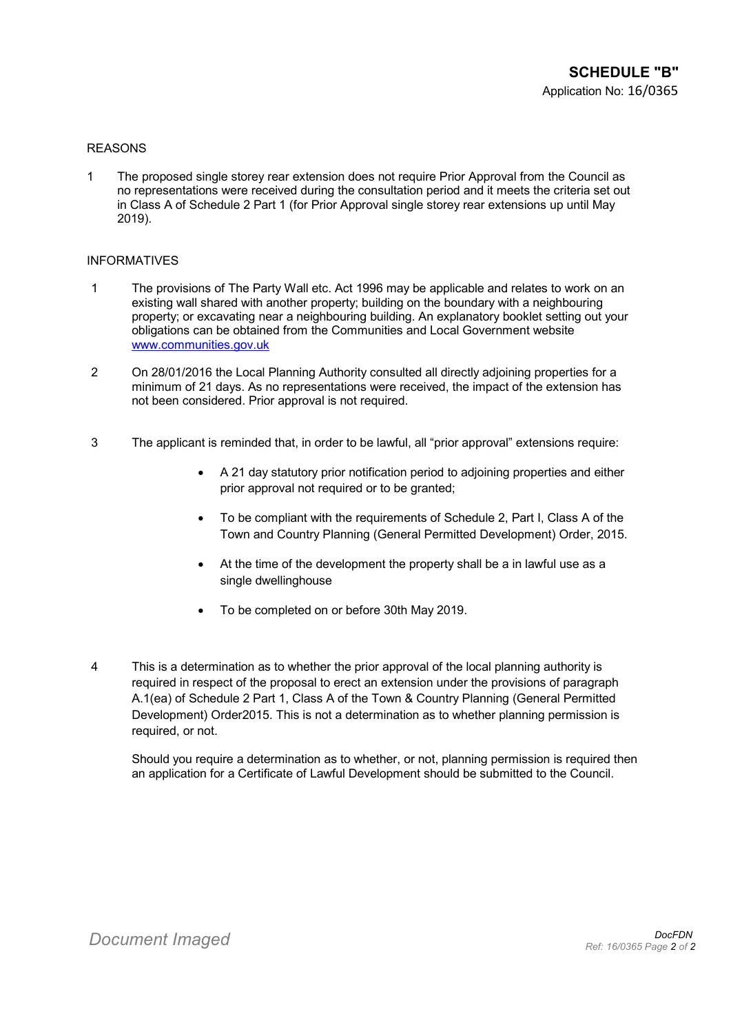## SCHEDULE "B"

Application No: 16/0365

REASONS

1 The proposed single storey rear extension does not require Prior Approval from the Council as no representations were received during the consultation period and it meets the criteria set out in Class A of Schedule 2 Part 1 (for Prior Approval single storey rear extensions up until May 2019).

INFORMATIVES

1 The provisions of The Party Wall etc. Act 1996 may be applicable and relates to work on an existing wall shared with another property; building on the boundary with a neighbouring property; or excavating near a neighbouring building. An explanatory booklet setting out your obligations can be obtained from the Communities and Local Government website www.communities.gov.uk

2 On 28/01/2016 the Local Planning Authority consulted all directly adjoining properties for a minimum of 21 days. As no representations were received, the impact of the extension has not been considered. Prior approval is not required.

3 The applicant is reminded that, in order to be lawful, all "prior approval" extensions require:

- A 21 day statutory prior notification period to adjoining properties and either prior approval not required or to be granted;
- To be compliant with the requirements of Schedule 2, Part I, Class A of the Town and Country Planning (General Permitted Development) Order, 2015.
- At the time of the development the property shall be a in lawful use as a single dwellinghouse
- To be completed on or before 30th May 2019.

4 This is a determination as to whether the prior approval of the local planning authority is required in respect of the proposal to erect an extension under the provisions of paragraph A.1(ea) of Schedule 2 Part 1, Class A of the Town & Country Planning (General Permitted Development) Order2015. This is not a determination as to whether planning permission is required, or not.

Should you require a determination as to whether, or not, planning permission is required then an application for a Certificate of Lawful Development should be submitted to the Council.